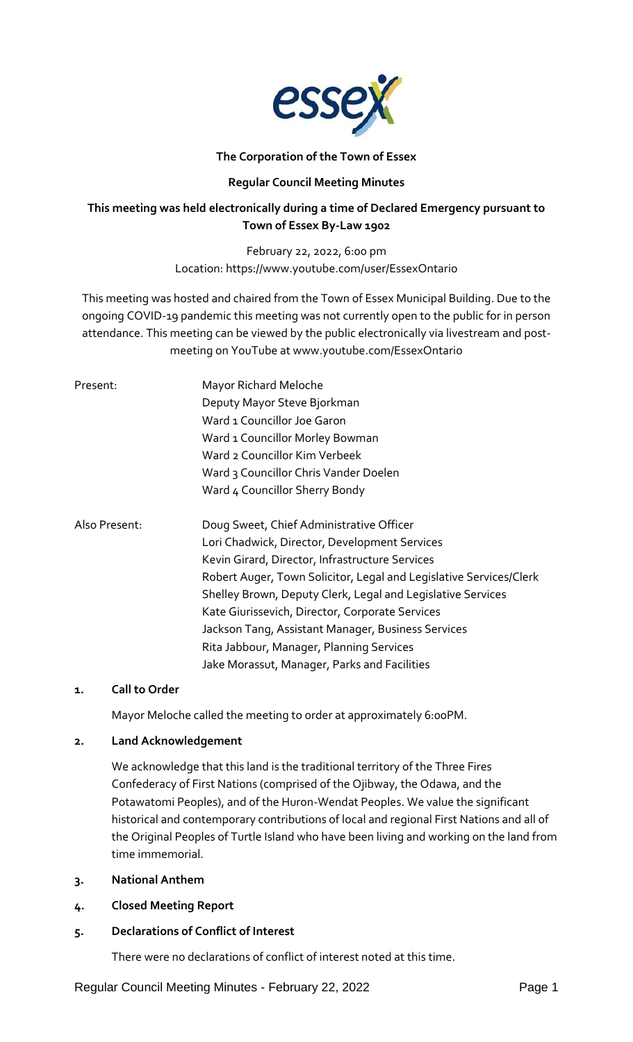**The Corporation of the Town of Essex**

**Regular Council Meeting Minutes**

**This meeting was held electronically during a time of Declared Emergency pursuant to Town of Essex By-Law 1902**

February 22, 2022, 6:00 pm
Location: https://www.youtube.com/user/EssexOntario

This meeting was hosted and chaired from the Town of Essex Municipal Building. Due to the ongoing COVID-19 pandemic this meeting was not currently open to the public for in person attendance. This meeting can be viewed by the public electronically via livestream and post-meeting on YouTube at www.youtube.com/EssexOntario

| | |
|---|---|
| Present: | Mayor Richard Meloche |
| | Deputy Mayor Steve Bjorkman |
| | Ward 1 Councillor Joe Garon |
| | Ward 1 Councillor Morley Bowman |
| | Ward 2 Councillor Kim Verbeek |
| | Ward 3 Councillor Chris Vander Doelen |
| | Ward 4 Councillor Sherry Bondy |
| Also Present: | Doug Sweet, Chief Administrative Officer |
| | Lori Chadwick, Director, Development Services |
| | Kevin Girard, Director, Infrastructure Services |
| | Robert Auger, Town Solicitor, Legal and Legislative Services/Clerk |
| | Shelley Brown, Deputy Clerk, Legal and Legislative Services |
| | Kate Giurissevich, Director, Corporate Services |
| | Jackson Tang, Assistant Manager, Business Services |
| | Rita Jabbour, Manager, Planning Services |
| | Jake Morassut, Manager, Parks and Facilities |

## 1. Call to Order

Mayor Meloche called the meeting to order at approximately 6:00PM.

## 2. Land Acknowledgement

We acknowledge that this land is the traditional territory of the Three Fires Confederacy of First Nations (comprised of the Ojibway, the Odawa, and the Potawatomi Peoples), and of the Huron-Wendat Peoples. We value the significant historical and contemporary contributions of local and regional First Nations and all of the Original Peoples of Turtle Island who have been living and working on the land from time immemorial.

## 3. National Anthem

## 4. Closed Meeting Report

## 5. Declarations of Conflict of Interest

There were no declarations of conflict of interest noted at this time.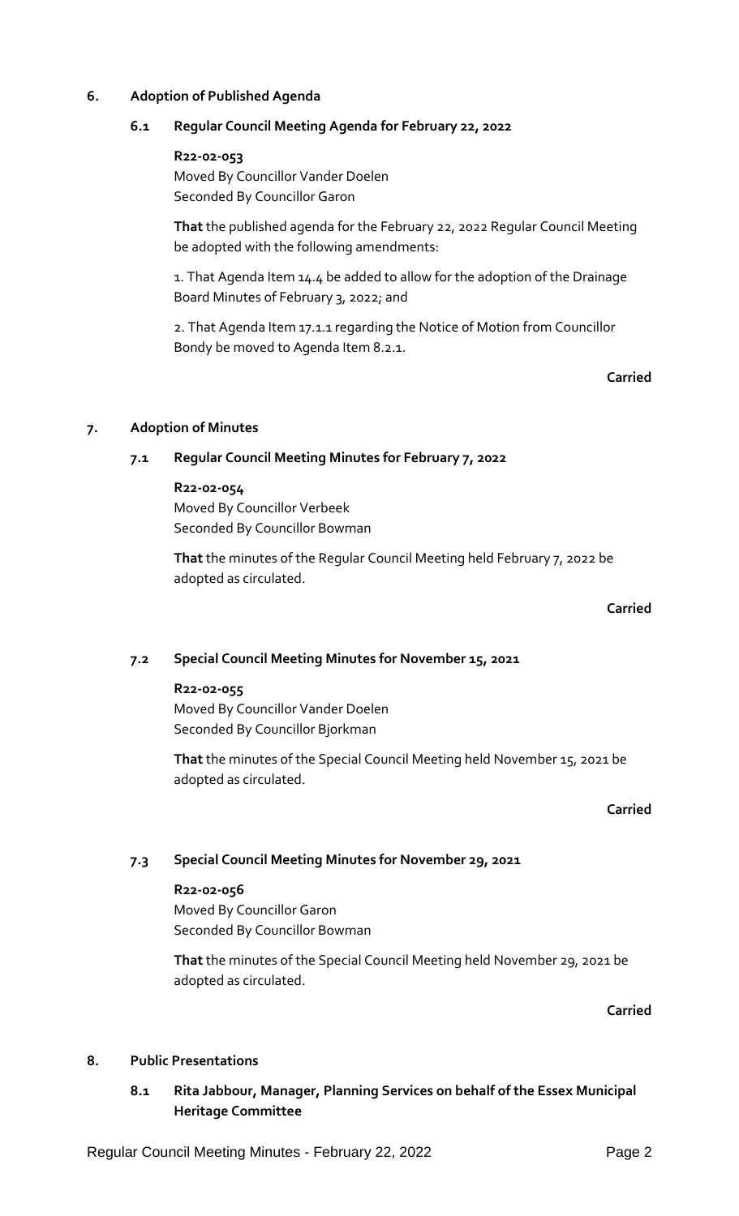## 6. Adoption of Published Agenda

### 6.1 Regular Council Meeting Agenda for February 22, 2022

**R22-02-053**
Moved By Councillor Vander Doelen
Seconded By Councillor Garon

**That** the published agenda for the February 22, 2022 Regular Council Meeting be adopted with the following amendments:

1. That Agenda Item 14.4 be added to allow for the adoption of the Drainage Board Minutes of February 3, 2022; and

2. That Agenda Item 17.1.1 regarding the Notice of Motion from Councillor Bondy be moved to Agenda Item 8.2.1.

**Carried**

## 7. Adoption of Minutes

### 7.1 Regular Council Meeting Minutes for February 7, 2022

**R22-02-054**
Moved By Councillor Verbeek
Seconded By Councillor Bowman

**That** the minutes of the Regular Council Meeting held February 7, 2022 be adopted as circulated.

**Carried**

### 7.2 Special Council Meeting Minutes for November 15, 2021

**R22-02-055**
Moved By Councillor Vander Doelen
Seconded By Councillor Bjorkman

**That** the minutes of the Special Council Meeting held November 15, 2021 be adopted as circulated.

**Carried**

### 7.3 Special Council Meeting Minutes for November 29, 2021

**R22-02-056**
Moved By Councillor Garon
Seconded By Councillor Bowman

**That** the minutes of the Special Council Meeting held November 29, 2021 be adopted as circulated.

**Carried**

## 8. Public Presentations

### 8.1 Rita Jabbour, Manager, Planning Services on behalf of the Essex Municipal Heritage Committee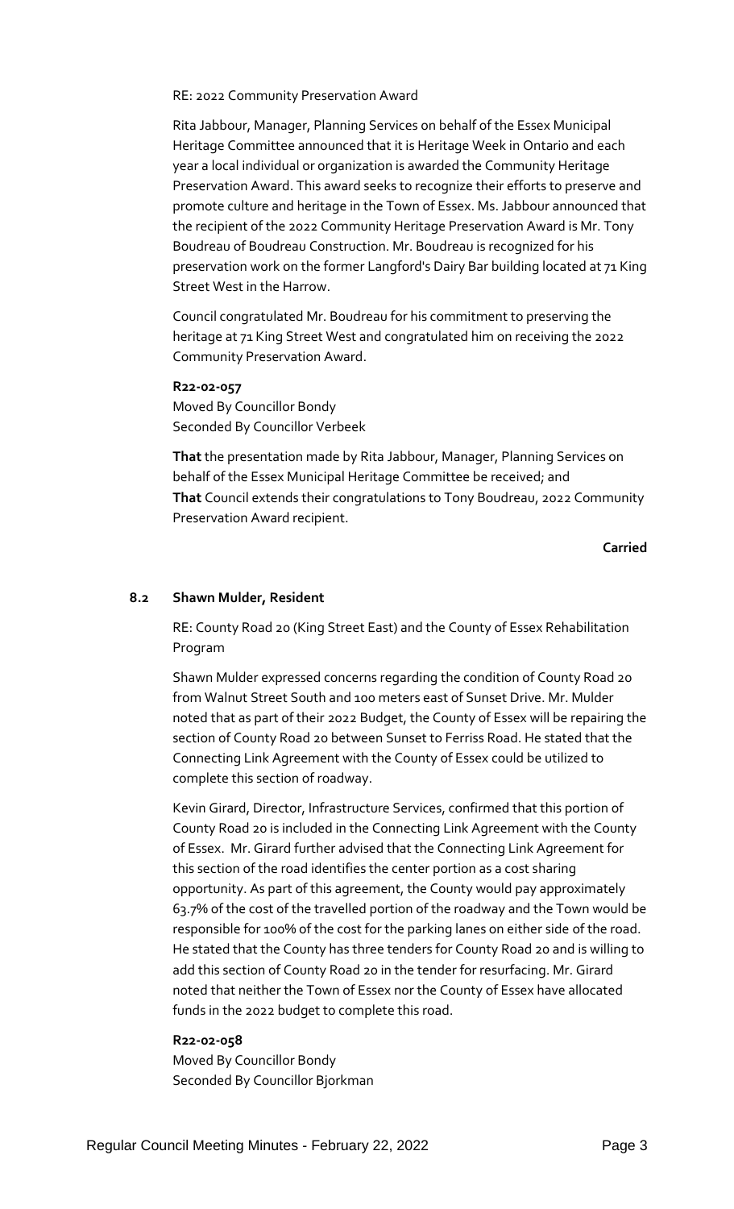RE: 2022 Community Preservation Award

Rita Jabbour, Manager, Planning Services on behalf of the Essex Municipal Heritage Committee announced that it is Heritage Week in Ontario and each year a local individual or organization is awarded the Community Heritage Preservation Award. This award seeks to recognize their efforts to preserve and promote culture and heritage in the Town of Essex. Ms. Jabbour announced that the recipient of the 2022 Community Heritage Preservation Award is Mr. Tony Boudreau of Boudreau Construction. Mr. Boudreau is recognized for his preservation work on the former Langford's Dairy Bar building located at 71 King Street West in the Harrow.

Council congratulated Mr. Boudreau for his commitment to preserving the heritage at 71 King Street West and congratulated him on receiving the 2022 Community Preservation Award.

**R22-02-057**
Moved By Councillor Bondy
Seconded By Councillor Verbeek

**That** the presentation made by Rita Jabbour, Manager, Planning Services on behalf of the Essex Municipal Heritage Committee be received; and
**That** Council extends their congratulations to Tony Boudreau, 2022 Community Preservation Award recipient.

**Carried**

### 8.2 Shawn Mulder, Resident

RE: County Road 20 (King Street East) and the County of Essex Rehabilitation Program

Shawn Mulder expressed concerns regarding the condition of County Road 20 from Walnut Street South and 100 meters east of Sunset Drive. Mr. Mulder noted that as part of their 2022 Budget, the County of Essex will be repairing the section of County Road 20 between Sunset to Ferriss Road. He stated that the Connecting Link Agreement with the County of Essex could be utilized to complete this section of roadway.

Kevin Girard, Director, Infrastructure Services, confirmed that this portion of County Road 20 is included in the Connecting Link Agreement with the County of Essex. Mr. Girard further advised that the Connecting Link Agreement for this section of the road identifies the center portion as a cost sharing opportunity. As part of this agreement, the County would pay approximately 63.7% of the cost of the travelled portion of the roadway and the Town would be responsible for 100% of the cost for the parking lanes on either side of the road. He stated that the County has three tenders for County Road 20 and is willing to add this section of County Road 20 in the tender for resurfacing. Mr. Girard noted that neither the Town of Essex nor the County of Essex have allocated funds in the 2022 budget to complete this road.

**R22-02-058**
Moved By Councillor Bondy
Seconded By Councillor Bjorkman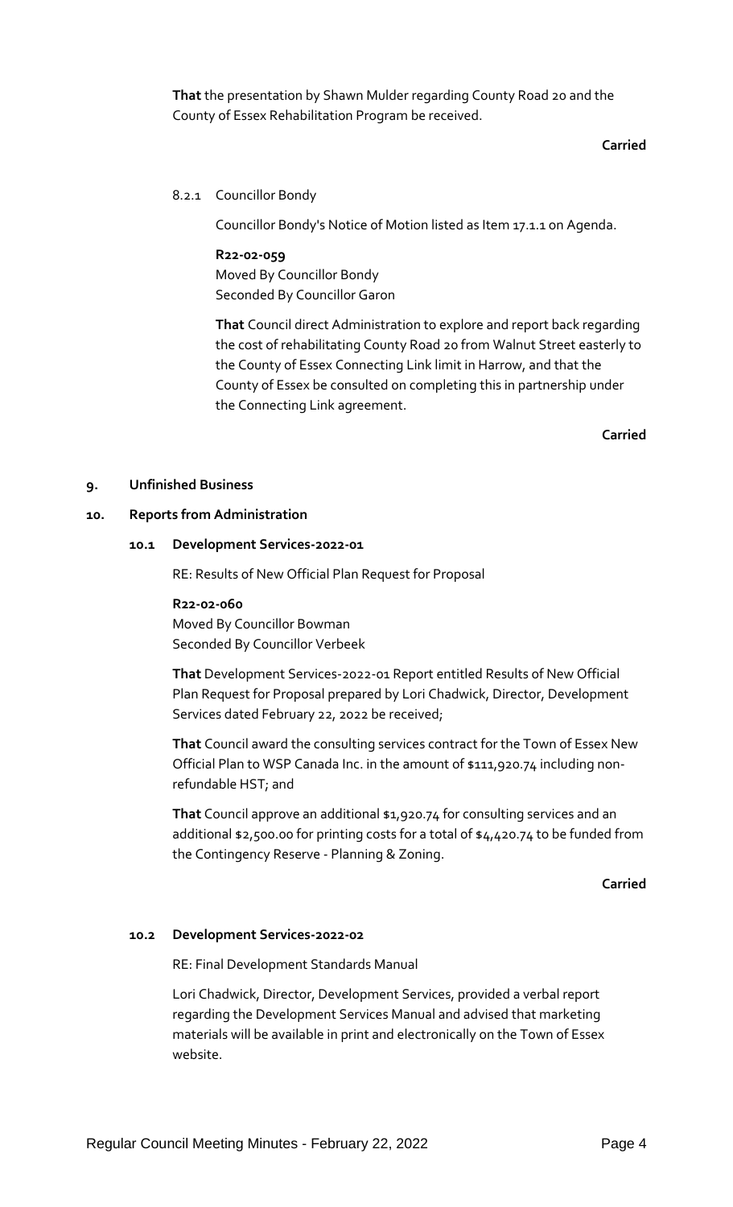**That** the presentation by Shawn Mulder regarding County Road 20 and the County of Essex Rehabilitation Program be received.

**Carried**

8.2.1 Councillor Bondy

Councillor Bondy's Notice of Motion listed as Item 17.1.1 on Agenda.

**R22-02-059**
Moved By Councillor Bondy
Seconded By Councillor Garon

**That** Council direct Administration to explore and report back regarding the cost of rehabilitating County Road 20 from Walnut Street easterly to the County of Essex Connecting Link limit in Harrow, and that the County of Essex be consulted on completing this in partnership under the Connecting Link agreement.

**Carried**

## 9. Unfinished Business

## 10. Reports from Administration

### 10.1 Development Services-2022-01

RE: Results of New Official Plan Request for Proposal

**R22-02-060**
Moved By Councillor Bowman
Seconded By Councillor Verbeek

**That** Development Services-2022-01 Report entitled Results of New Official Plan Request for Proposal prepared by Lori Chadwick, Director, Development Services dated February 22, 2022 be received;

**That** Council award the consulting services contract for the Town of Essex New Official Plan to WSP Canada Inc. in the amount of $111,920.74 including non-refundable HST; and

**That** Council approve an additional $1,920.74 for consulting services and an additional $2,500.00 for printing costs for a total of $4,420.74 to be funded from the Contingency Reserve - Planning & Zoning.

**Carried**

### 10.2 Development Services-2022-02

RE: Final Development Standards Manual

Lori Chadwick, Director, Development Services, provided a verbal report regarding the Development Services Manual and advised that marketing materials will be available in print and electronically on the Town of Essex website.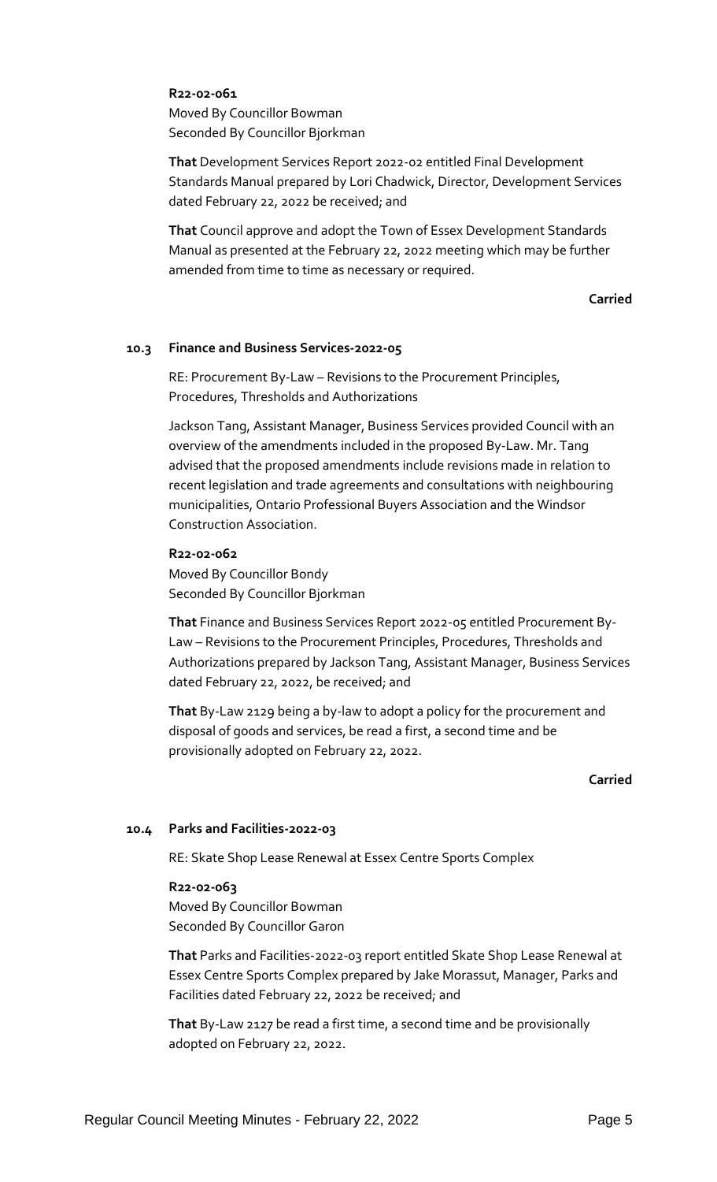**R22-02-061**
Moved By Councillor Bowman
Seconded By Councillor Bjorkman

**That** Development Services Report 2022-02 entitled Final Development Standards Manual prepared by Lori Chadwick, Director, Development Services dated February 22, 2022 be received; and

**That** Council approve and adopt the Town of Essex Development Standards Manual as presented at the February 22, 2022 meeting which may be further amended from time to time as necessary or required.

**Carried**

### 10.3 Finance and Business Services-2022-05

RE: Procurement By-Law – Revisions to the Procurement Principles, Procedures, Thresholds and Authorizations

Jackson Tang, Assistant Manager, Business Services provided Council with an overview of the amendments included in the proposed By-Law. Mr. Tang advised that the proposed amendments include revisions made in relation to recent legislation and trade agreements and consultations with neighbouring municipalities, Ontario Professional Buyers Association and the Windsor Construction Association.

**R22-02-062**
Moved By Councillor Bondy
Seconded By Councillor Bjorkman

**That** Finance and Business Services Report 2022-05 entitled Procurement By-Law – Revisions to the Procurement Principles, Procedures, Thresholds and Authorizations prepared by Jackson Tang, Assistant Manager, Business Services dated February 22, 2022, be received; and

**That** By-Law 2129 being a by-law to adopt a policy for the procurement and disposal of goods and services, be read a first, a second time and be provisionally adopted on February 22, 2022.

**Carried**

### 10.4 Parks and Facilities-2022-03

RE: Skate Shop Lease Renewal at Essex Centre Sports Complex

**R22-02-063**
Moved By Councillor Bowman
Seconded By Councillor Garon

**That** Parks and Facilities-2022-03 report entitled Skate Shop Lease Renewal at Essex Centre Sports Complex prepared by Jake Morassut, Manager, Parks and Facilities dated February 22, 2022 be received; and

**That** By-Law 2127 be read a first time, a second time and be provisionally adopted on February 22, 2022.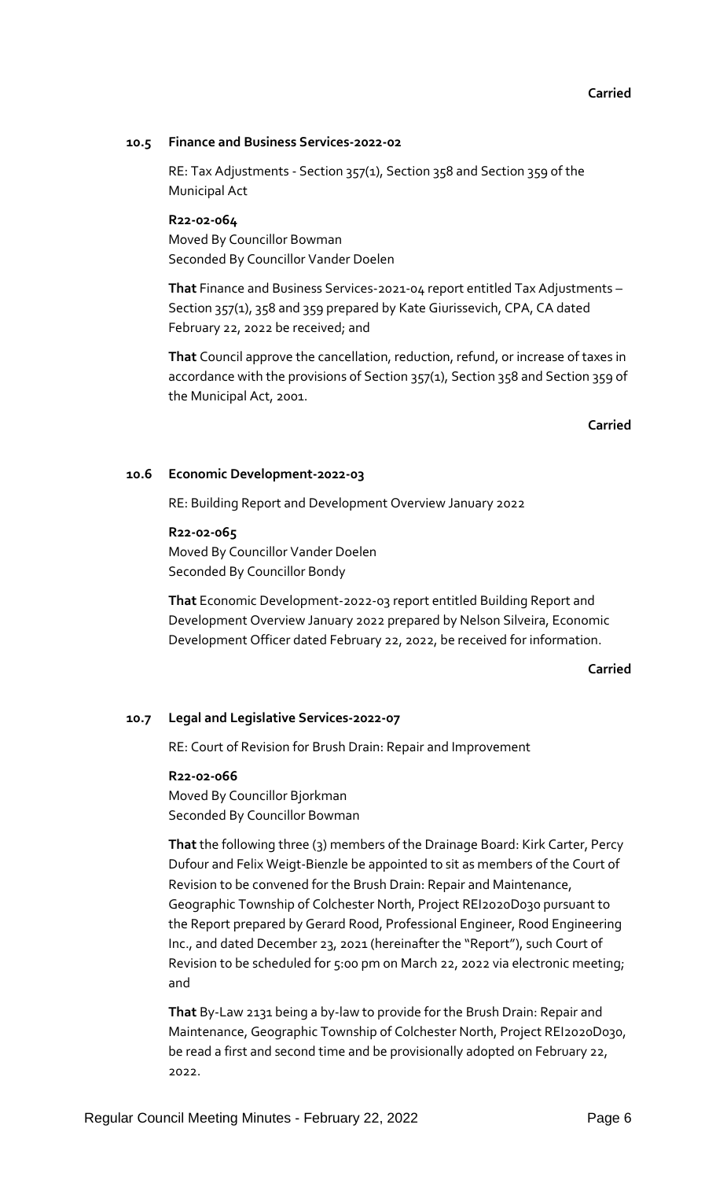**Carried**

### 10.5 Finance and Business Services-2022-02

RE: Tax Adjustments - Section 357(1), Section 358 and Section 359 of the Municipal Act

**R22-02-064**
Moved By Councillor Bowman
Seconded By Councillor Vander Doelen

**That** Finance and Business Services-2021-04 report entitled Tax Adjustments – Section 357(1), 358 and 359 prepared by Kate Giurissevich, CPA, CA dated February 22, 2022 be received; and

**That** Council approve the cancellation, reduction, refund, or increase of taxes in accordance with the provisions of Section 357(1), Section 358 and Section 359 of the Municipal Act, 2001.

**Carried**

### 10.6 Economic Development-2022-03

RE: Building Report and Development Overview January 2022

**R22-02-065**
Moved By Councillor Vander Doelen
Seconded By Councillor Bondy

**That** Economic Development-2022-03 report entitled Building Report and Development Overview January 2022 prepared by Nelson Silveira, Economic Development Officer dated February 22, 2022, be received for information.

**Carried**

### 10.7 Legal and Legislative Services-2022-07

RE: Court of Revision for Brush Drain: Repair and Improvement

**R22-02-066**
Moved By Councillor Bjorkman
Seconded By Councillor Bowman

**That** the following three (3) members of the Drainage Board: Kirk Carter, Percy Dufour and Felix Weigt-Bienzle be appointed to sit as members of the Court of Revision to be convened for the Brush Drain: Repair and Maintenance, Geographic Township of Colchester North, Project REI2020D030 pursuant to the Report prepared by Gerard Rood, Professional Engineer, Rood Engineering Inc., and dated December 23, 2021 (hereinafter the "Report"), such Court of Revision to be scheduled for 5:00 pm on March 22, 2022 via electronic meeting; and

**That** By-Law 2131 being a by-law to provide for the Brush Drain: Repair and Maintenance, Geographic Township of Colchester North, Project REI2020D030, be read a first and second time and be provisionally adopted on February 22, 2022.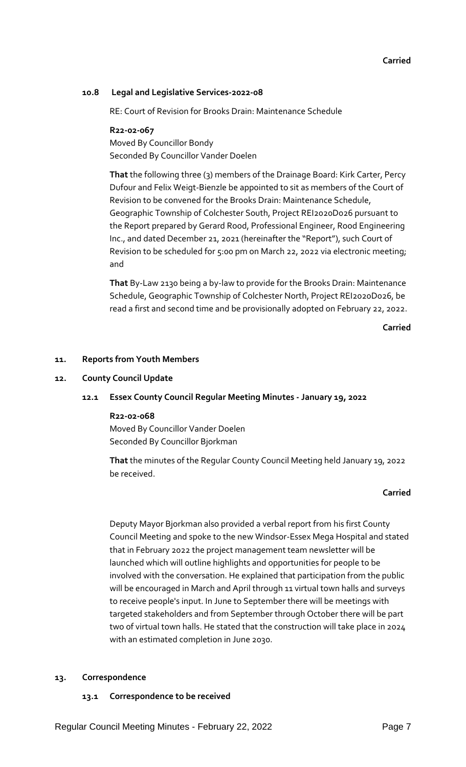**Carried**

#### 10.8 Legal and Legislative Services-2022-08

RE: Court of Revision for Brooks Drain: Maintenance Schedule

**R22-02-067**
Moved By Councillor Bondy
Seconded By Councillor Vander Doelen

**That** the following three (3) members of the Drainage Board: Kirk Carter, Percy Dufour and Felix Weigt-Bienzle be appointed to sit as members of the Court of Revision to be convened for the Brooks Drain: Maintenance Schedule, Geographic Township of Colchester South, Project REI2020D026 pursuant to the Report prepared by Gerard Rood, Professional Engineer, Rood Engineering Inc., and dated December 21, 2021 (hereinafter the "Report"), such Court of Revision to be scheduled for 5:00 pm on March 22, 2022 via electronic meeting; and

**That** By-Law 2130 being a by-law to provide for the Brooks Drain: Maintenance Schedule, Geographic Township of Colchester North, Project REI2020D026, be read a first and second time and be provisionally adopted on February 22, 2022.

**Carried**

### 11. Reports from Youth Members

### 12. County Council Update

#### 12.1 Essex County Council Regular Meeting Minutes - January 19, 2022

**R22-02-068**
Moved By Councillor Vander Doelen
Seconded By Councillor Bjorkman

**That** the minutes of the Regular County Council Meeting held January 19, 2022 be received.

**Carried**

Deputy Mayor Bjorkman also provided a verbal report from his first County Council Meeting and spoke to the new Windsor-Essex Mega Hospital and stated that in February 2022 the project management team newsletter will be launched which will outline highlights and opportunities for people to be involved with the conversation. He explained that participation from the public will be encouraged in March and April through 11 virtual town halls and surveys to receive people's input. In June to September there will be meetings with targeted stakeholders and from September through October there will be part two of virtual town halls. He stated that the construction will take place in 2024 with an estimated completion in June 2030.

### 13. Correspondence

#### 13.1 Correspondence to be received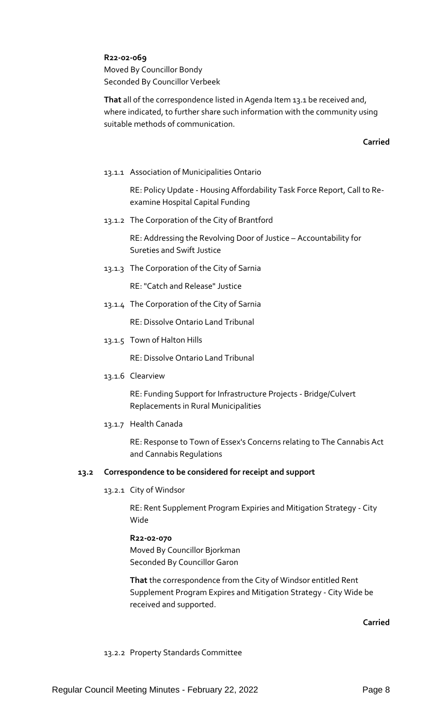**R22-02-069**
Moved By Councillor Bondy
Seconded By Councillor Verbeek

**That** all of the correspondence listed in Agenda Item 13.1 be received and, where indicated, to further share such information with the community using suitable methods of communication.

**Carried**

13.1.1 Association of Municipalities Ontario

RE: Policy Update - Housing Affordability Task Force Report, Call to Re-examine Hospital Capital Funding

13.1.2 The Corporation of the City of Brantford

RE: Addressing the Revolving Door of Justice – Accountability for Sureties and Swift Justice

13.1.3 The Corporation of the City of Sarnia

RE: "Catch and Release" Justice

13.1.4 The Corporation of the City of Sarnia

RE: Dissolve Ontario Land Tribunal

13.1.5 Town of Halton Hills

RE: Dissolve Ontario Land Tribunal

13.1.6 Clearview

RE: Funding Support for Infrastructure Projects - Bridge/Culvert Replacements in Rural Municipalities

13.1.7 Health Canada

RE: Response to Town of Essex's Concerns relating to The Cannabis Act and Cannabis Regulations

### 13.2 Correspondence to be considered for receipt and support

13.2.1 City of Windsor

RE: Rent Supplement Program Expiries and Mitigation Strategy - City Wide

**R22-02-070**
Moved By Councillor Bjorkman
Seconded By Councillor Garon

**That** the correspondence from the City of Windsor entitled Rent Supplement Program Expires and Mitigation Strategy - City Wide be received and supported.

**Carried**

13.2.2 Property Standards Committee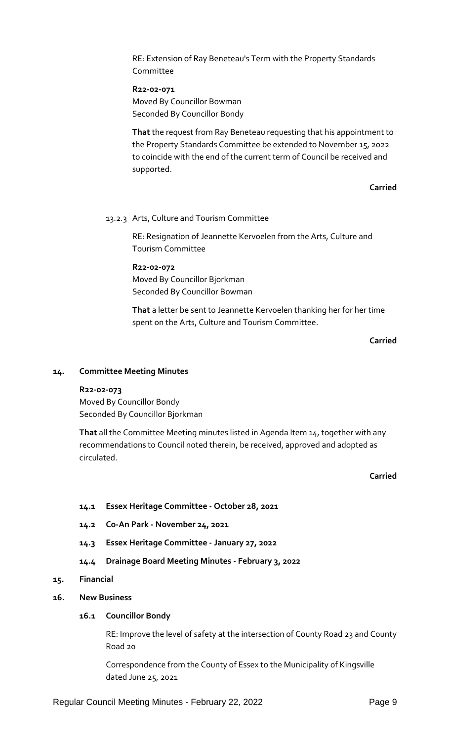RE: Extension of Ray Beneteau's Term with the Property Standards Committee

**R22-02-071**
Moved By Councillor Bowman
Seconded By Councillor Bondy

**That** the request from Ray Beneteau requesting that his appointment to the Property Standards Committee be extended to November 15, 2022 to coincide with the end of the current term of Council be received and supported.

**Carried**

13.2.3 Arts, Culture and Tourism Committee

RE: Resignation of Jeannette Kervoelen from the Arts, Culture and Tourism Committee

**R22-02-072**
Moved By Councillor Bjorkman
Seconded By Councillor Bowman

**That** a letter be sent to Jeannette Kervoelen thanking her for her time spent on the Arts, Culture and Tourism Committee.

**Carried**

## 14. Committee Meeting Minutes

**R22-02-073**
Moved By Councillor Bondy
Seconded By Councillor Bjorkman

**That** all the Committee Meeting minutes listed in Agenda Item 14, together with any recommendations to Council noted therein, be received, approved and adopted as circulated.

**Carried**

### 14.1 Essex Heritage Committee - October 28, 2021

### 14.2 Co-An Park - November 24, 2021

### 14.3 Essex Heritage Committee - January 27, 2022

### 14.4 Drainage Board Meeting Minutes - February 3, 2022

## 15. Financial

## 16. New Business

### 16.1 Councillor Bondy

RE: Improve the level of safety at the intersection of County Road 23 and County Road 20

Correspondence from the County of Essex to the Municipality of Kingsville dated June 25, 2021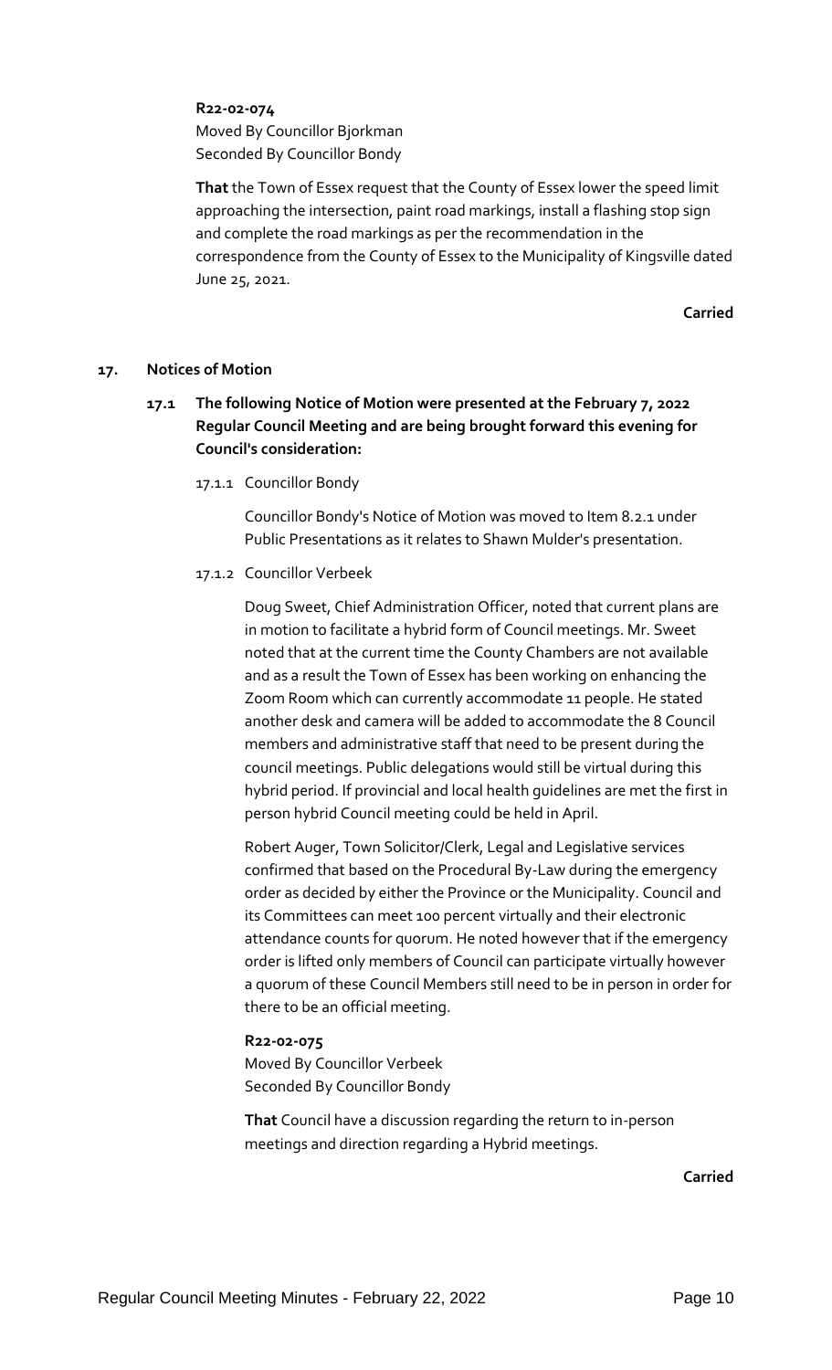**R22-02-074**
Moved By Councillor Bjorkman
Seconded By Councillor Bondy

**That** the Town of Essex request that the County of Essex lower the speed limit approaching the intersection, paint road markings, install a flashing stop sign and complete the road markings as per the recommendation in the correspondence from the County of Essex to the Municipality of Kingsville dated June 25, 2021.

**Carried**

## 17. Notices of Motion

### 17.1 The following Notice of Motion were presented at the February 7, 2022 Regular Council Meeting and are being brought forward this evening for Council's consideration:

17.1.1 Councillor Bondy

Councillor Bondy's Notice of Motion was moved to Item 8.2.1 under Public Presentations as it relates to Shawn Mulder's presentation.

17.1.2 Councillor Verbeek

Doug Sweet, Chief Administration Officer, noted that current plans are in motion to facilitate a hybrid form of Council meetings. Mr. Sweet noted that at the current time the County Chambers are not available and as a result the Town of Essex has been working on enhancing the Zoom Room which can currently accommodate 11 people. He stated another desk and camera will be added to accommodate the 8 Council members and administrative staff that need to be present during the council meetings. Public delegations would still be virtual during this hybrid period. If provincial and local health guidelines are met the first in person hybrid Council meeting could be held in April.

Robert Auger, Town Solicitor/Clerk, Legal and Legislative services confirmed that based on the Procedural By-Law during the emergency order as decided by either the Province or the Municipality. Council and its Committees can meet 100 percent virtually and their electronic attendance counts for quorum. He noted however that if the emergency order is lifted only members of Council can participate virtually however a quorum of these Council Members still need to be in person in order for there to be an official meeting.

**R22-02-075**
Moved By Councillor Verbeek
Seconded By Councillor Bondy

**That** Council have a discussion regarding the return to in-person meetings and direction regarding a Hybrid meetings.

**Carried**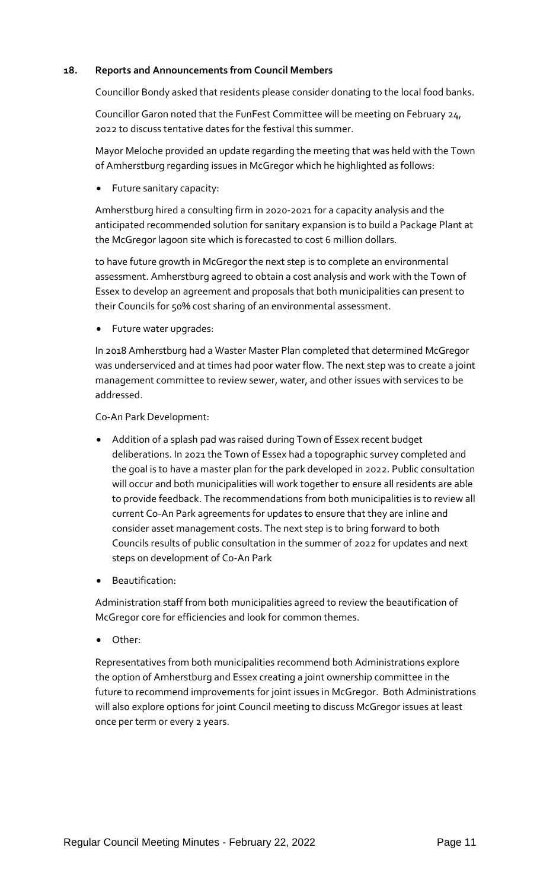## 18. Reports and Announcements from Council Members

Councillor Bondy asked that residents please consider donating to the local food banks.

Councillor Garon noted that the FunFest Committee will be meeting on February 24, 2022 to discuss tentative dates for the festival this summer.

Mayor Meloche provided an update regarding the meeting that was held with the Town of Amherstburg regarding issues in McGregor which he highlighted as follows:

- Future sanitary capacity:

Amherstburg hired a consulting firm in 2020-2021 for a capacity analysis and the anticipated recommended solution for sanitary expansion is to build a Package Plant at the McGregor lagoon site which is forecasted to cost 6 million dollars.

to have future growth in McGregor the next step is to complete an environmental assessment. Amherstburg agreed to obtain a cost analysis and work with the Town of Essex to develop an agreement and proposals that both municipalities can present to their Councils for 50% cost sharing of an environmental assessment.

- Future water upgrades:

In 2018 Amherstburg had a Waster Master Plan completed that determined McGregor was underserviced and at times had poor water flow. The next step was to create a joint management committee to review sewer, water, and other issues with services to be addressed.

Co-An Park Development:

- Addition of a splash pad was raised during Town of Essex recent budget deliberations. In 2021 the Town of Essex had a topographic survey completed and the goal is to have a master plan for the park developed in 2022. Public consultation will occur and both municipalities will work together to ensure all residents are able to provide feedback. The recommendations from both municipalities is to review all current Co-An Park agreements for updates to ensure that they are inline and consider asset management costs. The next step is to bring forward to both Councils results of public consultation in the summer of 2022 for updates and next steps on development of Co-An Park

- Beautification:

Administration staff from both municipalities agreed to review the beautification of McGregor core for efficiencies and look for common themes.

- Other:

Representatives from both municipalities recommend both Administrations explore the option of Amherstburg and Essex creating a joint ownership committee in the future to recommend improvements for joint issues in McGregor. Both Administrations will also explore options for joint Council meeting to discuss McGregor issues at least once per term or every 2 years.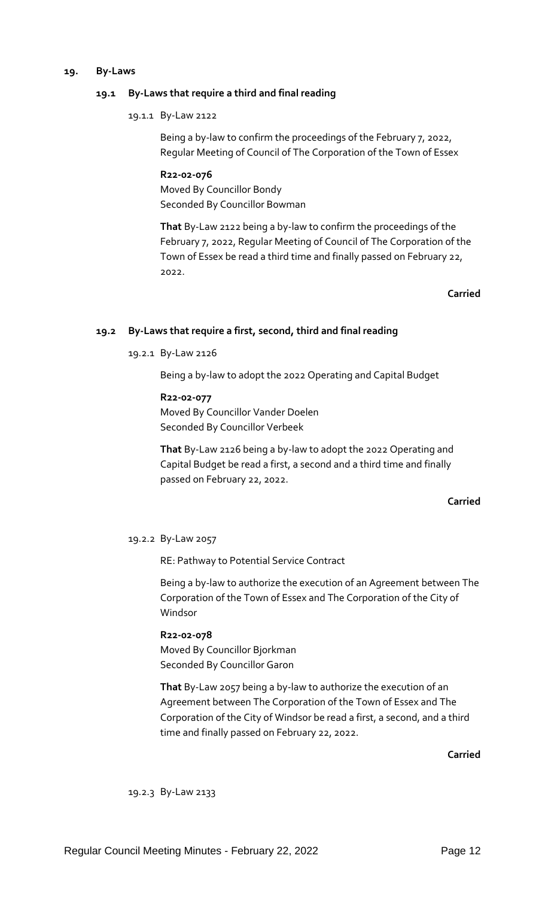## 19. By-Laws

### 19.1 By-Laws that require a third and final reading

19.1.1 By-Law 2122

Being a by-law to confirm the proceedings of the February 7, 2022, Regular Meeting of Council of The Corporation of the Town of Essex

**R22-02-076**
Moved By Councillor Bondy
Seconded By Councillor Bowman

**That** By-Law 2122 being a by-law to confirm the proceedings of the February 7, 2022, Regular Meeting of Council of The Corporation of the Town of Essex be read a third time and finally passed on February 22, 2022.

**Carried**

### 19.2 By-Laws that require a first, second, third and final reading

19.2.1 By-Law 2126

Being a by-law to adopt the 2022 Operating and Capital Budget

**R22-02-077**
Moved By Councillor Vander Doelen
Seconded By Councillor Verbeek

**That** By-Law 2126 being a by-law to adopt the 2022 Operating and Capital Budget be read a first, a second and a third time and finally passed on February 22, 2022.

**Carried**

19.2.2 By-Law 2057

RE: Pathway to Potential Service Contract

Being a by-law to authorize the execution of an Agreement between The Corporation of the Town of Essex and The Corporation of the City of Windsor

**R22-02-078**
Moved By Councillor Bjorkman
Seconded By Councillor Garon

**That** By-Law 2057 being a by-law to authorize the execution of an Agreement between The Corporation of the Town of Essex and The Corporation of the City of Windsor be read a first, a second, and a third time and finally passed on February 22, 2022.

**Carried**

19.2.3 By-Law 2133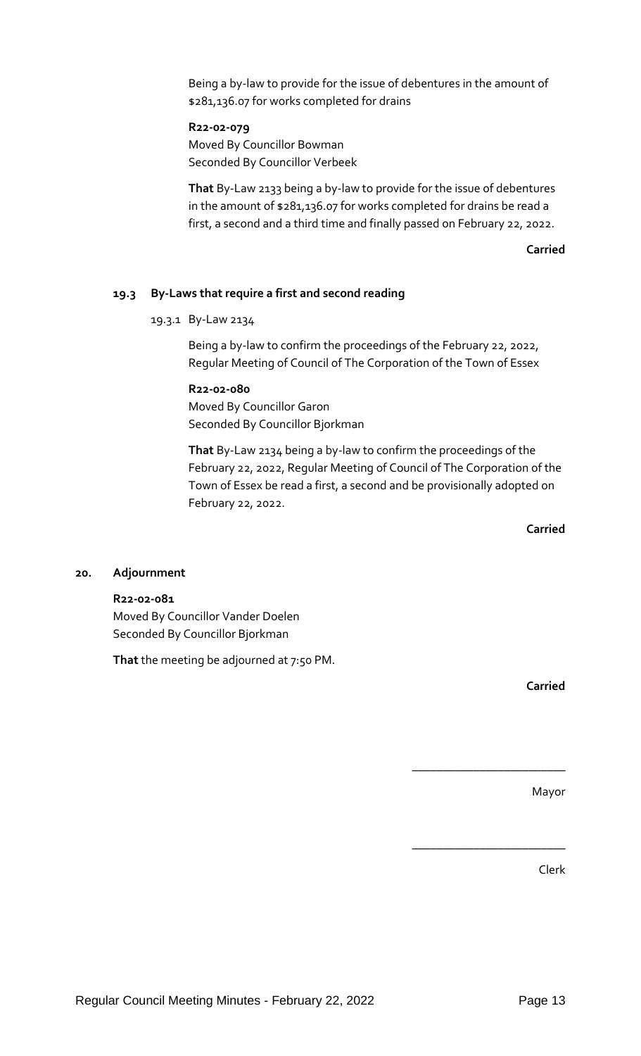Being a by-law to provide for the issue of debentures in the amount of $281,136.07 for works completed for drains

**R22-02-079**
Moved By Councillor Bowman
Seconded By Councillor Verbeek

**That** By-Law 2133 being a by-law to provide for the issue of debentures in the amount of $281,136.07 for works completed for drains be read a first, a second and a third time and finally passed on February 22, 2022.

**Carried**

### 19.3 By-Laws that require a first and second reading

19.3.1 By-Law 2134

Being a by-law to confirm the proceedings of the February 22, 2022, Regular Meeting of Council of The Corporation of the Town of Essex

**R22-02-080**
Moved By Councillor Garon
Seconded By Councillor Bjorkman

**That** By-Law 2134 being a by-law to confirm the proceedings of the February 22, 2022, Regular Meeting of Council of The Corporation of the Town of Essex be read a first, a second and be provisionally adopted on February 22, 2022.

**Carried**

## 20. Adjournment

**R22-02-081**
Moved By Councillor Vander Doelen
Seconded By Councillor Bjorkman

**That** the meeting be adjourned at 7:50 PM.

**Carried**

_________________________

Mayor

_________________________

Clerk